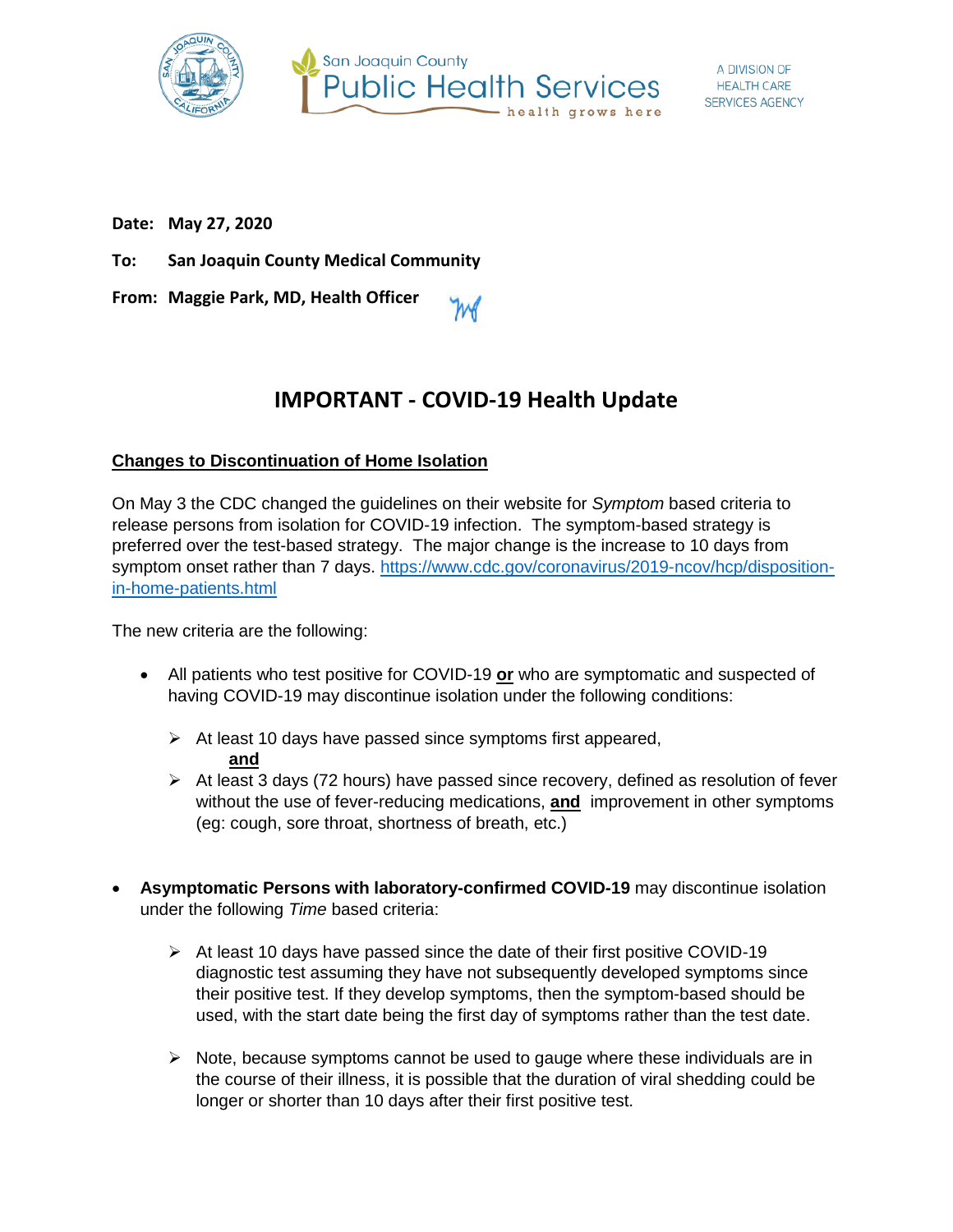San Joaquin County Public Health Services — health grows here

A DIVISION OF HEALTH CARE SERVICES AGENCY

**Date:** **May 27, 2020**

**To:** **San Joaquin County Medical Community**

**From:** **Maggie Park, MD, Health Officer**

# IMPORTANT - COVID-19 Health Update

## Changes to Discontinuation of Home Isolation

On May 3 the CDC changed the guidelines on their website for *Symptom* based criteria to release persons from isolation for COVID-19 infection. The symptom-based strategy is preferred over the test-based strategy. The major change is the increase to 10 days from symptom onset rather than 7 days. https://www.cdc.gov/coronavirus/2019-ncov/hcp/disposition-in-home-patients.html

The new criteria are the following:

- All patients who test positive for COVID-19 **or** who are symptomatic and suspected of having COVID-19 may discontinue isolation under the following conditions:
  - At least 10 days have passed since symptoms first appeared,
    **and**
  - At least 3 days (72 hours) have passed since recovery, defined as resolution of fever without the use of fever-reducing medications, **and** improvement in other symptoms (eg: cough, sore throat, shortness of breath, etc.)

- **Asymptomatic Persons with laboratory-confirmed COVID-19** may discontinue isolation under the following *Time* based criteria:
  - At least 10 days have passed since the date of their first positive COVID-19 diagnostic test assuming they have not subsequently developed symptoms since their positive test. If they develop symptoms, then the symptom-based should be used, with the start date being the first day of symptoms rather than the test date.
  - Note, because symptoms cannot be used to gauge where these individuals are in the course of their illness, it is possible that the duration of viral shedding could be longer or shorter than 10 days after their first positive test.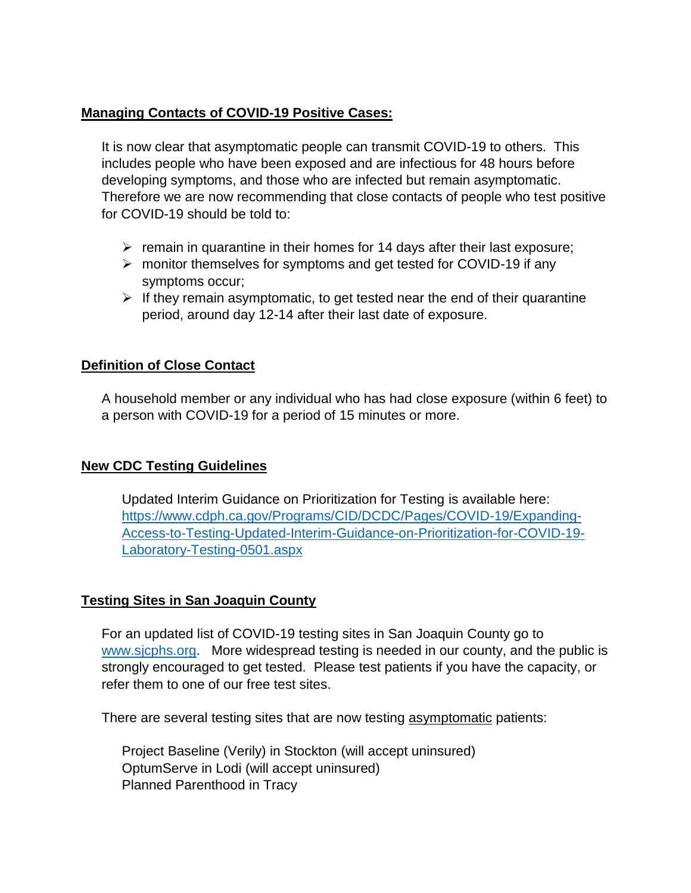**Managing Contacts of COVID-19 Positive Cases:**

It is now clear that asymptomatic people can transmit COVID-19 to others. This includes people who have been exposed and are infectious for 48 hours before developing symptoms, and those who are infected but remain asymptomatic. Therefore we are now recommending that close contacts of people who test positive for COVID-19 should be told to:

- remain in quarantine in their homes for 14 days after their last exposure;
- monitor themselves for symptoms and get tested for COVID-19 if any symptoms occur;
- If they remain asymptomatic, to get tested near the end of their quarantine period, around day 12-14 after their last date of exposure.

**Definition of Close Contact**

A household member or any individual who has had close exposure (within 6 feet) to a person with COVID-19 for a period of 15 minutes or more.

**New CDC Testing Guidelines**

Updated Interim Guidance on Prioritization for Testing is available here: [https://www.cdph.ca.gov/Programs/CID/DCDC/Pages/COVID-19/Expanding-Access-to-Testing-Updated-Interim-Guidance-on-Prioritization-for-COVID-19-Laboratory-Testing-0501.aspx](https://www.cdph.ca.gov/Programs/CID/DCDC/Pages/COVID-19/Expanding-Access-to-Testing-Updated-Interim-Guidance-on-Prioritization-for-COVID-19-Laboratory-Testing-0501.aspx)

**Testing Sites in San Joaquin County**

For an updated list of COVID-19 testing sites in San Joaquin County go to [www.sjcphs.org](http://www.sjcphs.org). More widespread testing is needed in our county, and the public is strongly encouraged to get tested. Please test patients if you have the capacity, or refer them to one of our free test sites.

There are several testing sites that are now testing asymptomatic patients:

Project Baseline (Verily) in Stockton (will accept uninsured)
OptumServe in Lodi (will accept uninsured)
Planned Parenthood in Tracy